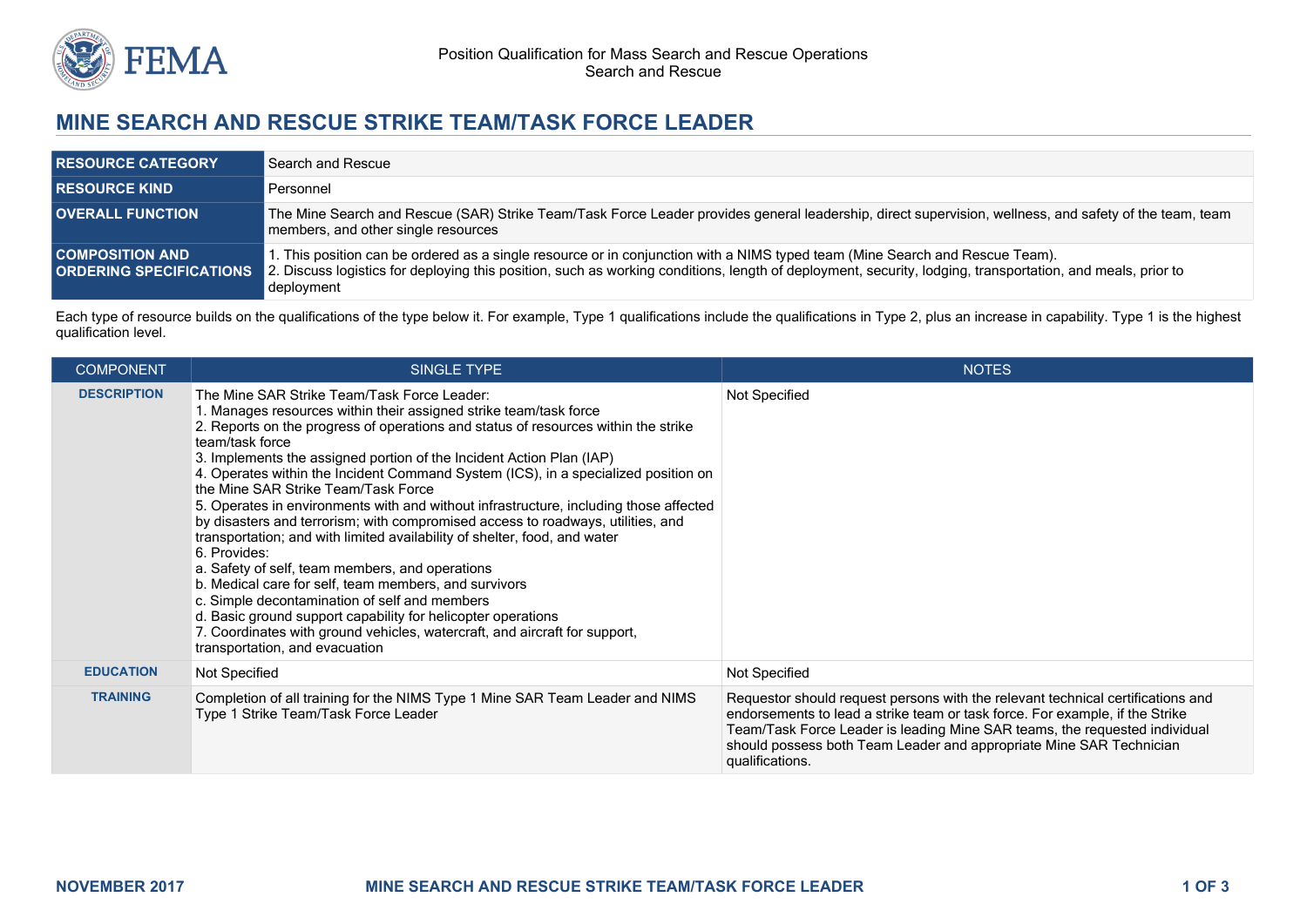# MINE SEARCH AND RESCUE STRIKE TEAM/TASK FORCE LEADER

| | |
|---|---|
| **RESOURCE CATEGORY** | Search and Rescue |
| **RESOURCE KIND** | Personnel |
| **OVERALL FUNCTION** | The Mine Search and Rescue (SAR) Strike Team/Task Force Leader provides general leadership, direct supervision, wellness, and safety of the team, team members, and other single resources |
| **COMPOSITION AND ORDERING SPECIFICATIONS** | 1. This position can be ordered as a single resource or in conjunction with a NIMS typed team (Mine Search and Rescue Team).<br>2. Discuss logistics for deploying this position, such as working conditions, length of deployment, security, lodging, transportation, and meals, prior to deployment |

Each type of resource builds on the qualifications of the type below it. For example, Type 1 qualifications include the qualifications in Type 2, plus an increase in capability. Type 1 is the highest qualification level.

| COMPONENT | SINGLE TYPE | NOTES |
|---|---|---|
| **DESCRIPTION** | The Mine SAR Strike Team/Task Force Leader:<br>1. Manages resources within their assigned strike team/task force<br>2. Reports on the progress of operations and status of resources within the strike team/task force<br>3. Implements the assigned portion of the Incident Action Plan (IAP)<br>4. Operates within the Incident Command System (ICS), in a specialized position on the Mine SAR Strike Team/Task Force<br>5. Operates in environments with and without infrastructure, including those affected by disasters and terrorism; with compromised access to roadways, utilities, and transportation; and with limited availability of shelter, food, and water<br>6. Provides:<br>a. Safety of self, team members, and operations<br>b. Medical care for self, team members, and survivors<br>c. Simple decontamination of self and members<br>d. Basic ground support capability for helicopter operations<br>7. Coordinates with ground vehicles, watercraft, and aircraft for support, transportation, and evacuation | Not Specified |
| **EDUCATION** | Not Specified | Not Specified |
| **TRAINING** | Completion of all training for the NIMS Type 1 Mine SAR Team Leader and NIMS Type 1 Strike Team/Task Force Leader | Requestor should request persons with the relevant technical certifications and endorsements to lead a strike team or task force. For example, if the Strike Team/Task Force Leader is leading Mine SAR teams, the requested individual should possess both Team Leader and appropriate Mine SAR Technician qualifications. |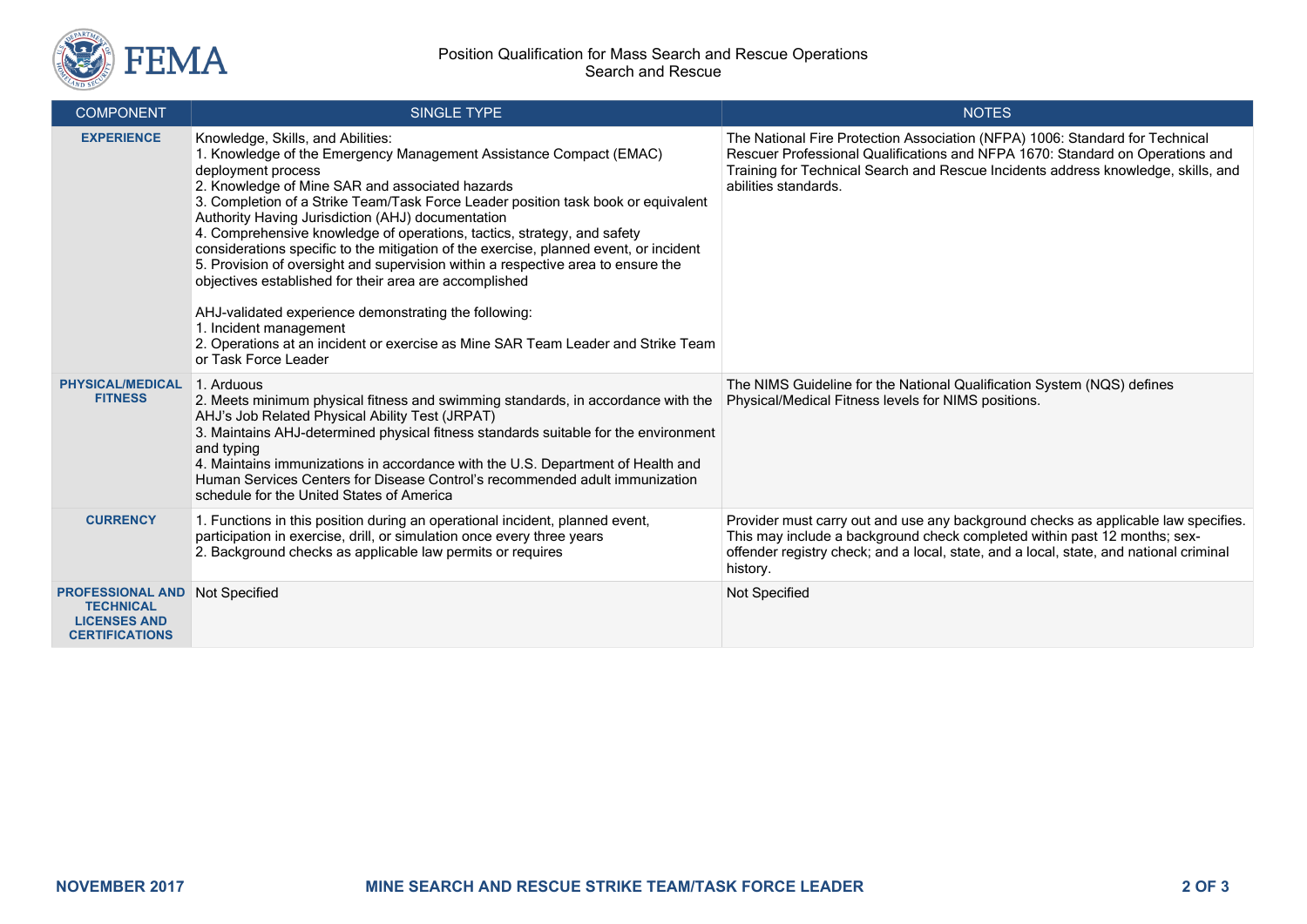Position Qualification for Mass Search and Rescue Operations
Search and Rescue

| COMPONENT | SINGLE TYPE | NOTES |
| --- | --- | --- |
| **EXPERIENCE** | Knowledge, Skills, and Abilities:<br>1. Knowledge of the Emergency Management Assistance Compact (EMAC) deployment process<br>2. Knowledge of Mine SAR and associated hazards<br>3. Completion of a Strike Team/Task Force Leader position task book or equivalent Authority Having Jurisdiction (AHJ) documentation<br>4. Comprehensive knowledge of operations, tactics, strategy, and safety considerations specific to the mitigation of the exercise, planned event, or incident<br>5. Provision of oversight and supervision within a respective area to ensure the objectives established for their area are accomplished<br><br>AHJ-validated experience demonstrating the following:<br>1. Incident management<br>2. Operations at an incident or exercise as Mine SAR Team Leader and Strike Team or Task Force Leader | The National Fire Protection Association (NFPA) 1006: Standard for Technical Rescuer Professional Qualifications and NFPA 1670: Standard on Operations and Training for Technical Search and Rescue Incidents address knowledge, skills, and abilities standards. |
| **PHYSICAL/MEDICAL FITNESS** | 1. Arduous<br>2. Meets minimum physical fitness and swimming standards, in accordance with the AHJ's Job Related Physical Ability Test (JRPAT)<br>3. Maintains AHJ-determined physical fitness standards suitable for the environment and typing<br>4. Maintains immunizations in accordance with the U.S. Department of Health and Human Services Centers for Disease Control's recommended adult immunization schedule for the United States of America | The NIMS Guideline for the National Qualification System (NQS) defines Physical/Medical Fitness levels for NIMS positions. |
| **CURRENCY** | 1. Functions in this position during an operational incident, planned event, participation in exercise, drill, or simulation once every three years<br>2. Background checks as applicable law permits or requires | Provider must carry out and use any background checks as applicable law specifies. This may include a background check completed within past 12 months; sex-offender registry check; and a local, state, and a local, state, and national criminal history. |
| **PROFESSIONAL AND TECHNICAL LICENSES AND CERTIFICATIONS** | Not Specified | Not Specified |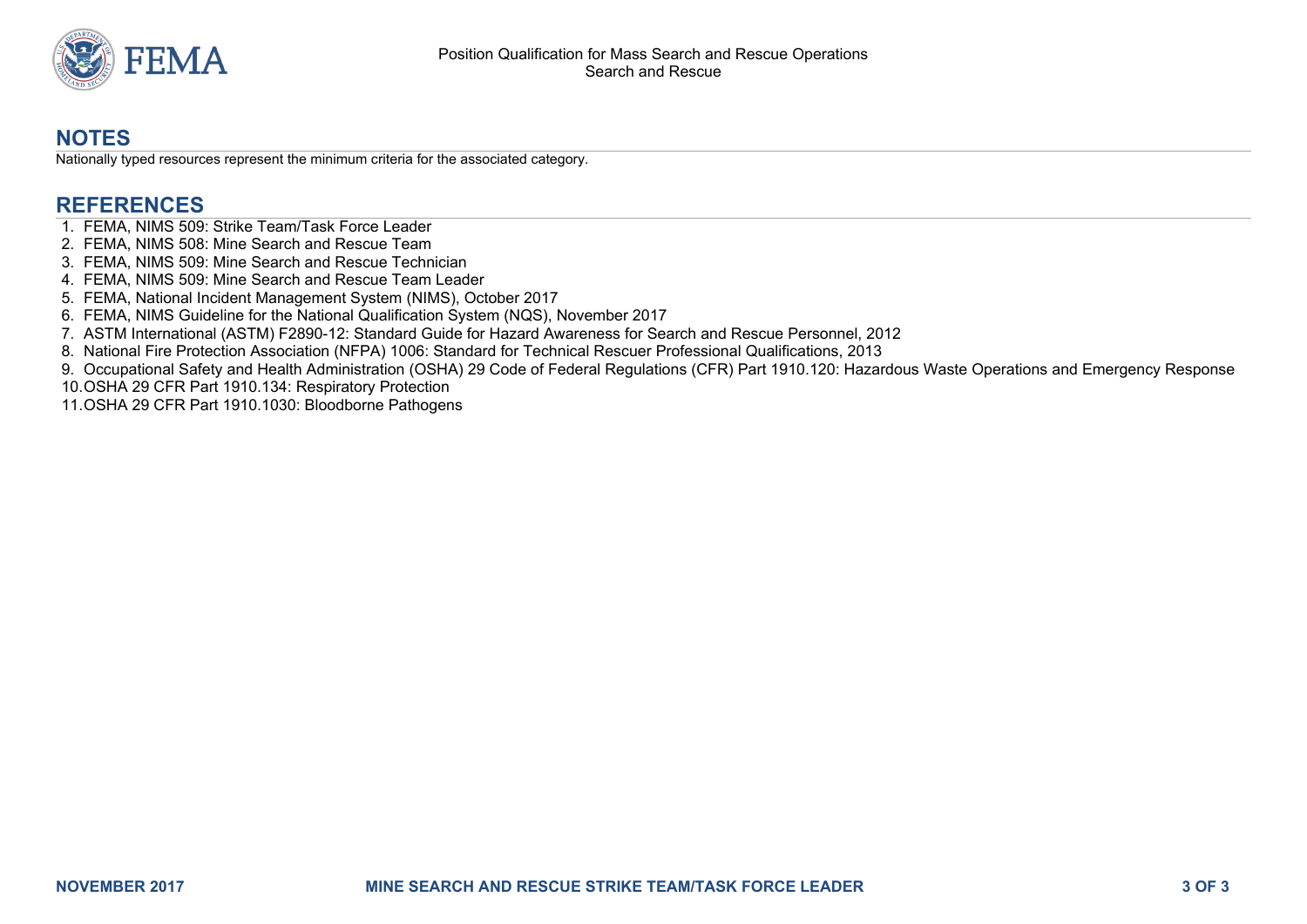## NOTES

Nationally typed resources represent the minimum criteria for the associated category.

## REFERENCES

1. FEMA, NIMS 509: Strike Team/Task Force Leader
2. FEMA, NIMS 508: Mine Search and Rescue Team
3. FEMA, NIMS 509: Mine Search and Rescue Technician
4. FEMA, NIMS 509: Mine Search and Rescue Team Leader
5. FEMA, National Incident Management System (NIMS), October 2017
6. FEMA, NIMS Guideline for the National Qualification System (NQS), November 2017
7. ASTM International (ASTM) F2890-12: Standard Guide for Hazard Awareness for Search and Rescue Personnel, 2012
8. National Fire Protection Association (NFPA) 1006: Standard for Technical Rescuer Professional Qualifications, 2013
9. Occupational Safety and Health Administration (OSHA) 29 Code of Federal Regulations (CFR) Part 1910.120: Hazardous Waste Operations and Emergency Response
10. OSHA 29 CFR Part 1910.134: Respiratory Protection
11. OSHA 29 CFR Part 1910.1030: Bloodborne Pathogens